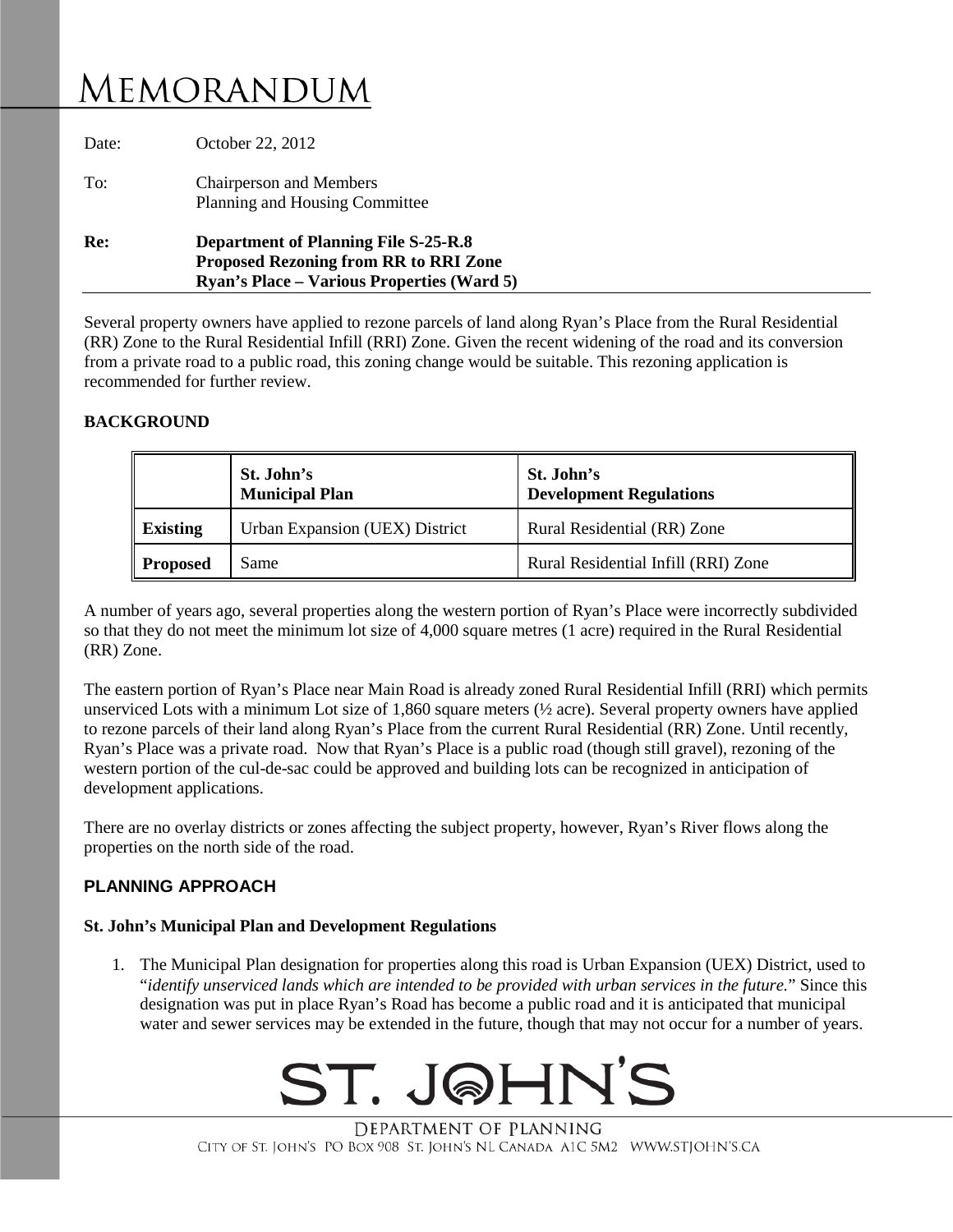# Memorandum

Date: October 22, 2012

To: Chairperson and Members
Planning and Housing Committee

**Re: Department of Planning File S-25-R.8**
**Proposed Rezoning from RR to RRI Zone**
**Ryan's Place – Various Properties (Ward 5)**

Several property owners have applied to rezone parcels of land along Ryan's Place from the Rural Residential (RR) Zone to the Rural Residential Infill (RRI) Zone. Given the recent widening of the road and its conversion from a private road to a public road, this zoning change would be suitable. This rezoning application is recommended for further review.

## BACKGROUND

| | St. John's Municipal Plan | St. John's Development Regulations |
|---|---|---|
| **Existing** | Urban Expansion (UEX) District | Rural Residential (RR) Zone |
| **Proposed** | Same | Rural Residential Infill (RRI) Zone |

A number of years ago, several properties along the western portion of Ryan's Place were incorrectly subdivided so that they do not meet the minimum lot size of 4,000 square metres (1 acre) required in the Rural Residential (RR) Zone.

The eastern portion of Ryan's Place near Main Road is already zoned Rural Residential Infill (RRI) which permits unserviced Lots with a minimum Lot size of 1,860 square meters (½ acre). Several property owners have applied to rezone parcels of their land along Ryan's Place from the current Rural Residential (RR) Zone. Until recently, Ryan's Place was a private road. Now that Ryan's Place is a public road (though still gravel), rezoning of the western portion of the cul-de-sac could be approved and building lots can be recognized in anticipation of development applications.

There are no overlay districts or zones affecting the subject property, however, Ryan's River flows along the properties on the north side of the road.

## PLANNING APPROACH

### St. John's Municipal Plan and Development Regulations

1. The Municipal Plan designation for properties along this road is Urban Expansion (UEX) District, used to "*identify unserviced lands which are intended to be provided with urban services in the future*." Since this designation was put in place Ryan's Road has become a public road and it is anticipated that municipal water and sewer services may be extended in the future, though that may not occur for a number of years.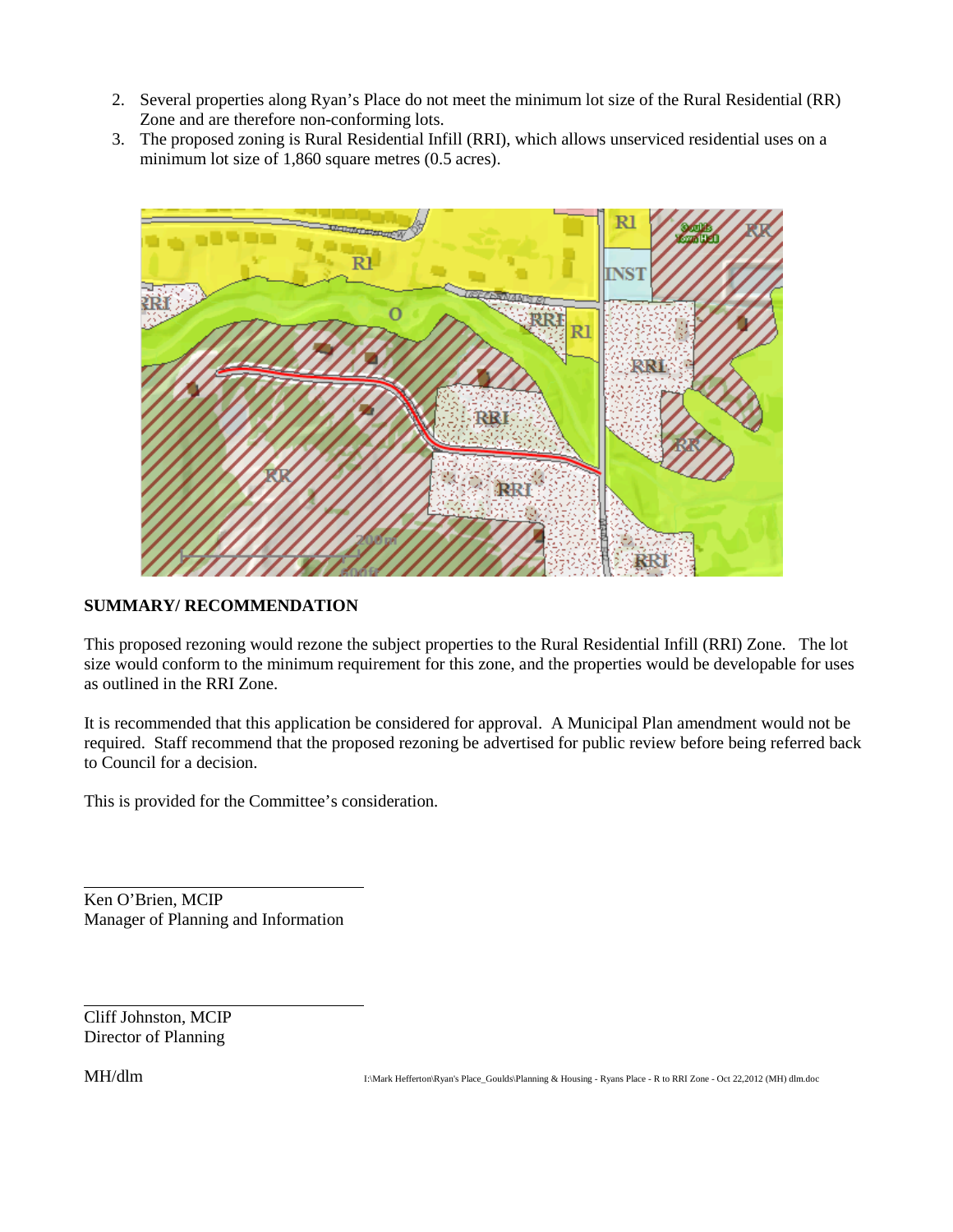2. Several properties along Ryan's Place do not meet the minimum lot size of the Rural Residential (RR) Zone and are therefore non-conforming lots.
3. The proposed zoning is Rural Residential Infill (RRI), which allows unserviced residential uses on a minimum lot size of 1,860 square metres (0.5 acres).

**SUMMARY/ RECOMMENDATION**

This proposed rezoning would rezone the subject properties to the Rural Residential Infill (RRI) Zone. The lot size would conform to the minimum requirement for this zone, and the properties would be developable for uses as outlined in the RRI Zone.

It is recommended that this application be considered for approval. A Municipal Plan amendment would not be required. Staff recommend that the proposed rezoning be advertised for public review before being referred back to Council for a decision.

This is provided for the Committee's consideration.

Ken O'Brien, MCIP
Manager of Planning and Information

Cliff Johnston, MCIP
Director of Planning

MH/dlm

I:\Mark Hefferton\Ryan's Place_Goulds\Planning & Housing - Ryans Place - R to RRI Zone - Oct 22,2012 (MH) dlm.doc